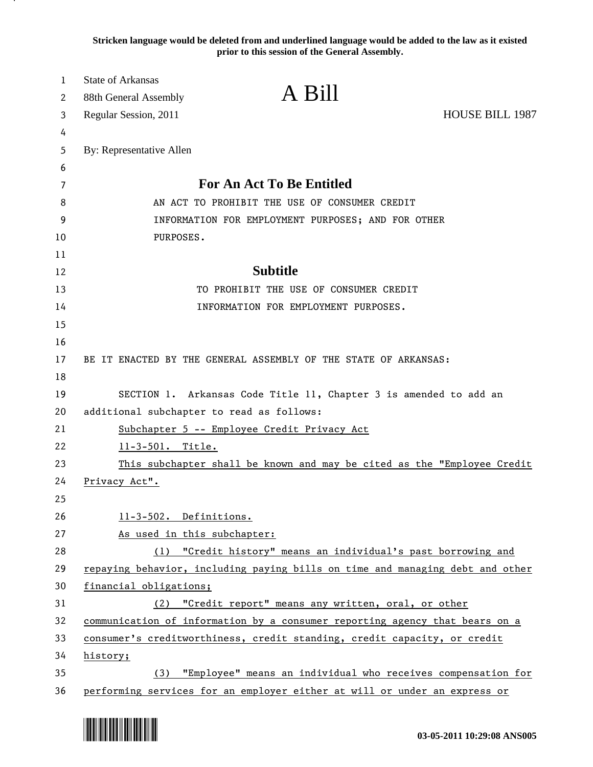**Stricken language would be deleted from and underlined language would be added to the law as it existed prior to this session of the General Assembly.**

State of Arkansas
88th General Assembly
Regular Session, 2011

# A Bill

HOUSE BILL 1987

By: Representative Allen

## For An Act To Be Entitled

AN ACT TO PROHIBIT THE USE OF CONSUMER CREDIT INFORMATION FOR EMPLOYMENT PURPOSES; AND FOR OTHER PURPOSES.

## Subtitle

TO PROHIBIT THE USE OF CONSUMER CREDIT INFORMATION FOR EMPLOYMENT PURPOSES.

BE IT ENACTED BY THE GENERAL ASSEMBLY OF THE STATE OF ARKANSAS:

SECTION 1. Arkansas Code Title 11, Chapter 3 is amended to add an additional subchapter to read as follows:

<u>Subchapter 5 -- Employee Credit Privacy Act</u>

<u>11-3-501. Title.</u>

<u>This subchapter shall be known and may be cited as the "Employee Credit Privacy Act".</u>

<u>11-3-502. Definitions.</u>

<u>As used in this subchapter:</u>

<u>(1) "Credit history" means an individual's past borrowing and repaying behavior, including paying bills on time and managing debt and other financial obligations;</u>

<u>(2) "Credit report" means any written, oral, or other communication of information by a consumer reporting agency that bears on a consumer's creditworthiness, credit standing, credit capacity, or credit history;</u>

<u>(3) "Employee" means an individual who receives compensation for performing services for an employer either at will or under an express or</u>

03-05-2011 10:29:08 ANS005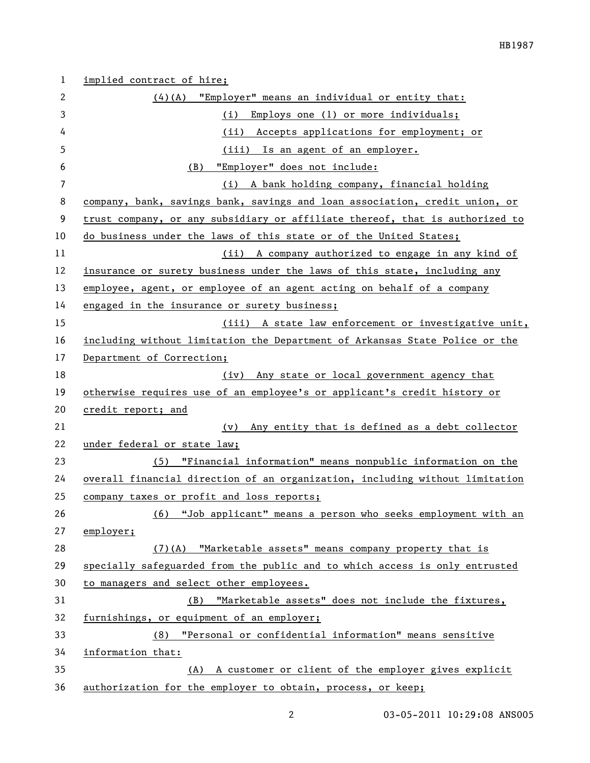implied contract of hire;

(4)(A) "Employer" means an individual or entity that:

(i) Employs one (1) or more individuals;

(ii) Accepts applications for employment; or

(iii) Is an agent of an employer.

(B) "Employer" does not include:

(i) A bank holding company, financial holding company, bank, savings bank, savings and loan association, credit union, or trust company, or any subsidiary or affiliate thereof, that is authorized to do business under the laws of this state or of the United States;

(ii) A company authorized to engage in any kind of insurance or surety business under the laws of this state, including any employee, agent, or employee of an agent acting on behalf of a company engaged in the insurance or surety business;

(iii) A state law enforcement or investigative unit, including without limitation the Department of Arkansas State Police or the Department of Correction;

(iv) Any state or local government agency that otherwise requires use of an employee's or applicant's credit history or credit report; and

(v) Any entity that is defined as a debt collector under federal or state law;

(5) "Financial information" means nonpublic information on the overall financial direction of an organization, including without limitation company taxes or profit and loss reports;

(6) "Job applicant" means a person who seeks employment with an employer;

(7)(A) "Marketable assets" means company property that is specially safeguarded from the public and to which access is only entrusted to managers and select other employees.

(B) "Marketable assets" does not include the fixtures, furnishings, or equipment of an employer;

(8) "Personal or confidential information" means sensitive information that:

(A) A customer or client of the employer gives explicit authorization for the employer to obtain, process, or keep;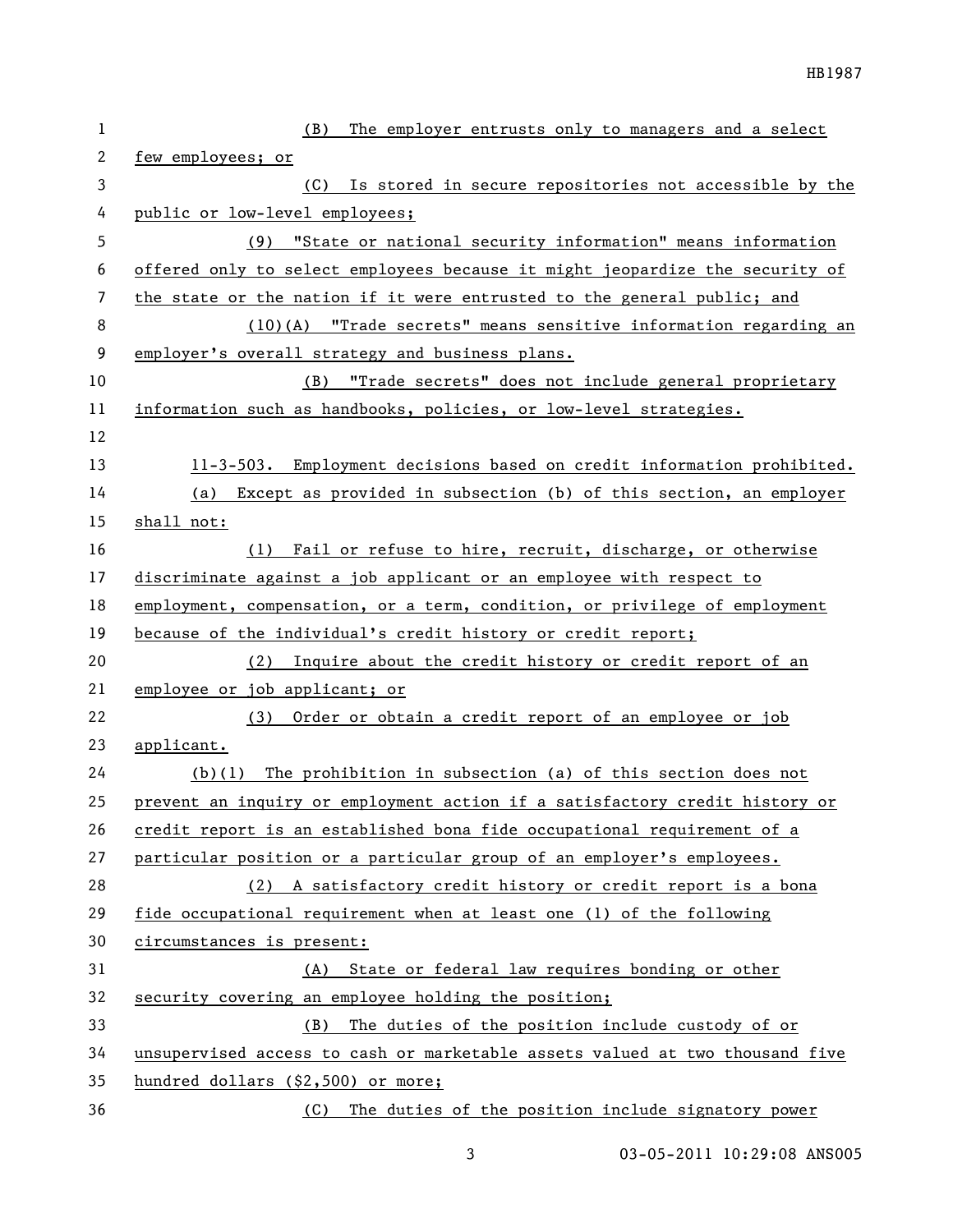(B) The employer entrusts only to managers and a select few employees; or

(C) Is stored in secure repositories not accessible by the public or low-level employees;

(9) "State or national security information" means information offered only to select employees because it might jeopardize the security of the state or the nation if it were entrusted to the general public; and

(10)(A) "Trade secrets" means sensitive information regarding an employer's overall strategy and business plans.

(B) "Trade secrets" does not include general proprietary information such as handbooks, policies, or low-level strategies.

11-3-503. Employment decisions based on credit information prohibited.

(a) Except as provided in subsection (b) of this section, an employer shall not:

(1) Fail or refuse to hire, recruit, discharge, or otherwise discriminate against a job applicant or an employee with respect to employment, compensation, or a term, condition, or privilege of employment because of the individual's credit history or credit report;

(2) Inquire about the credit history or credit report of an employee or job applicant; or

(3) Order or obtain a credit report of an employee or job applicant.

(b)(1) The prohibition in subsection (a) of this section does not prevent an inquiry or employment action if a satisfactory credit history or credit report is an established bona fide occupational requirement of a particular position or a particular group of an employer's employees.

(2) A satisfactory credit history or credit report is a bona fide occupational requirement when at least one (1) of the following circumstances is present:

(A) State or federal law requires bonding or other security covering an employee holding the position;

(B) The duties of the position include custody of or unsupervised access to cash or marketable assets valued at two thousand five hundred dollars ($2,500) or more;

(C) The duties of the position include signatory power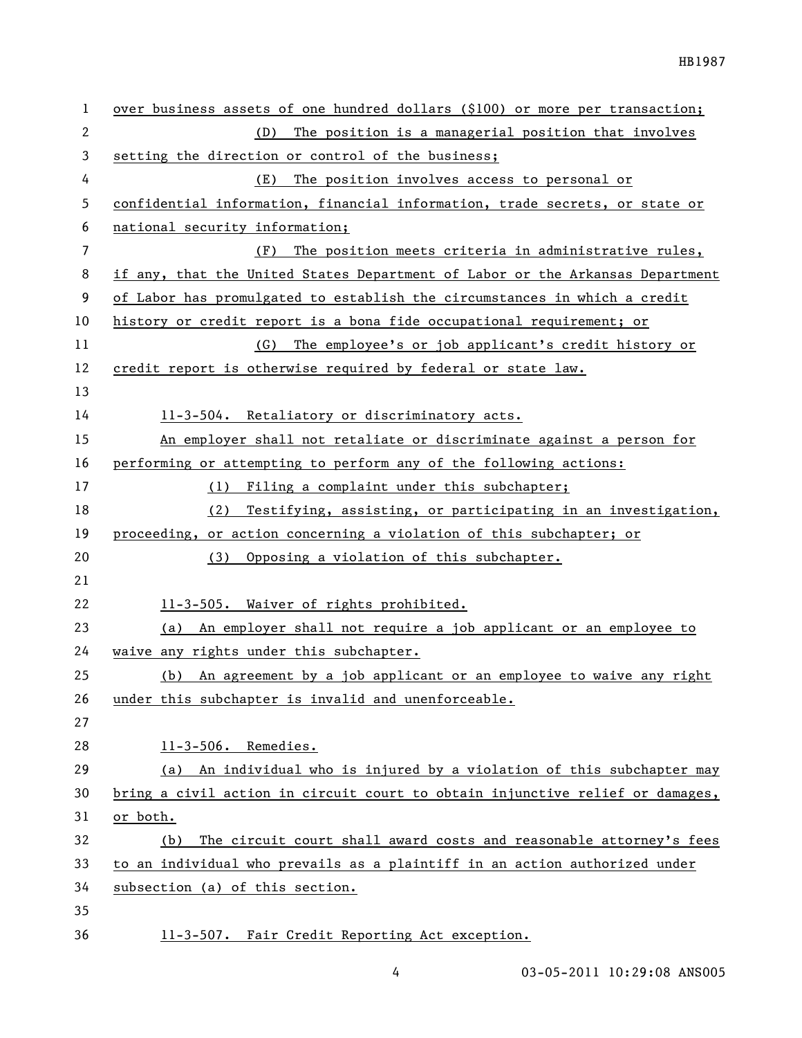over business assets of one hundred dollars ($100) or more per transaction;

(D) The position is a managerial position that involves setting the direction or control of the business;

(E) The position involves access to personal or confidential information, financial information, trade secrets, or state or national security information;

(F) The position meets criteria in administrative rules, if any, that the United States Department of Labor or the Arkansas Department of Labor has promulgated to establish the circumstances in which a credit history or credit report is a bona fide occupational requirement; or

(G) The employee's or job applicant's credit history or credit report is otherwise required by federal or state law.

11-3-504. Retaliatory or discriminatory acts.

An employer shall not retaliate or discriminate against a person for performing or attempting to perform any of the following actions:

(1) Filing a complaint under this subchapter;

(2) Testifying, assisting, or participating in an investigation, proceeding, or action concerning a violation of this subchapter; or

(3) Opposing a violation of this subchapter.

11-3-505. Waiver of rights prohibited.

(a) An employer shall not require a job applicant or an employee to waive any rights under this subchapter.

(b) An agreement by a job applicant or an employee to waive any right under this subchapter is invalid and unenforceable.

11-3-506. Remedies.

(a) An individual who is injured by a violation of this subchapter may bring a civil action in circuit court to obtain injunctive relief or damages, or both.

(b) The circuit court shall award costs and reasonable attorney's fees to an individual who prevails as a plaintiff in an action authorized under subsection (a) of this section.

11-3-507. Fair Credit Reporting Act exception.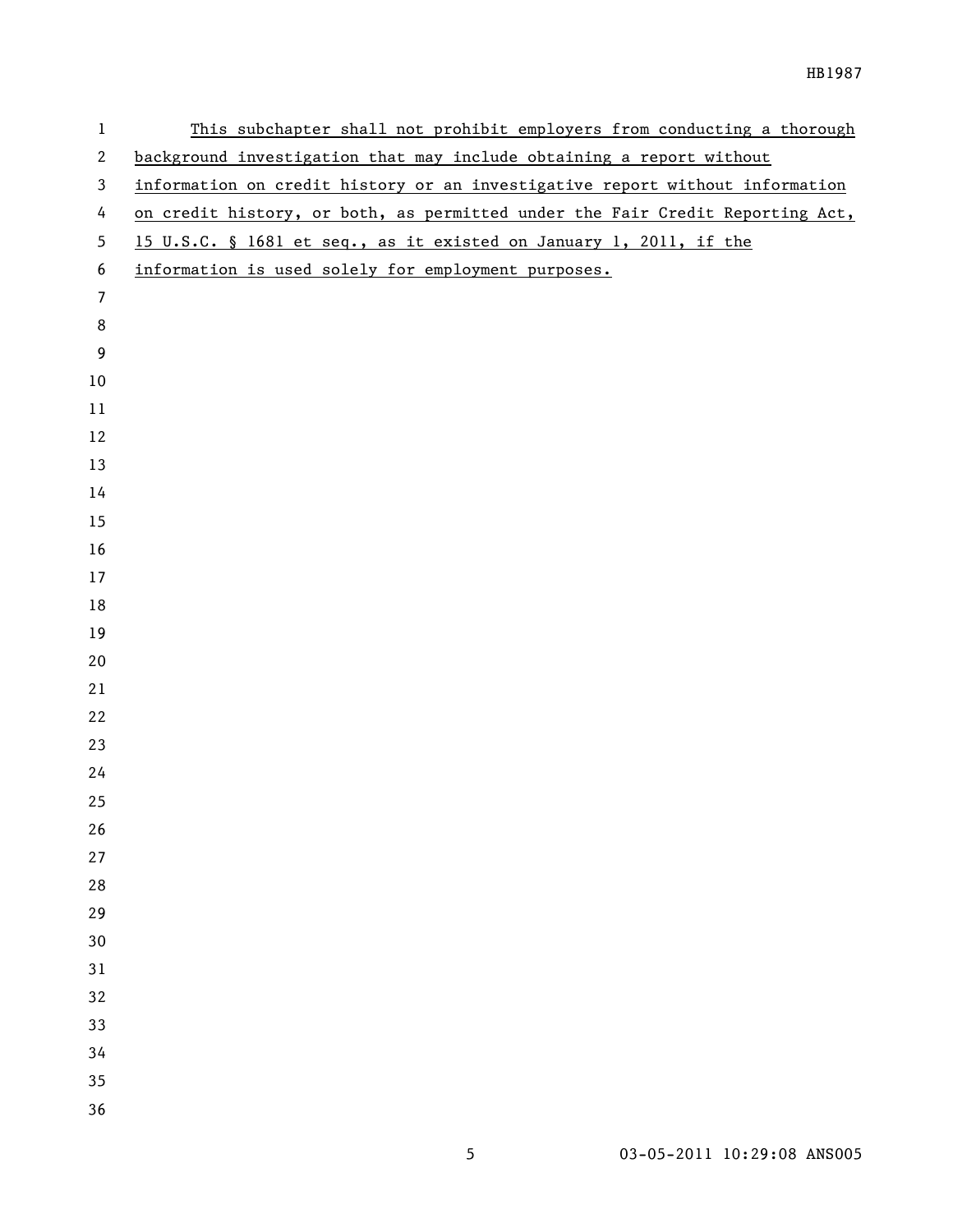This subchapter shall not prohibit employers from conducting a thorough background investigation that may include obtaining a report without information on credit history or an investigative report without information on credit history, or both, as permitted under the Fair Credit Reporting Act, 15 U.S.C. § 1681 et seq., as it existed on January 1, 2011, if the information is used solely for employment purposes.